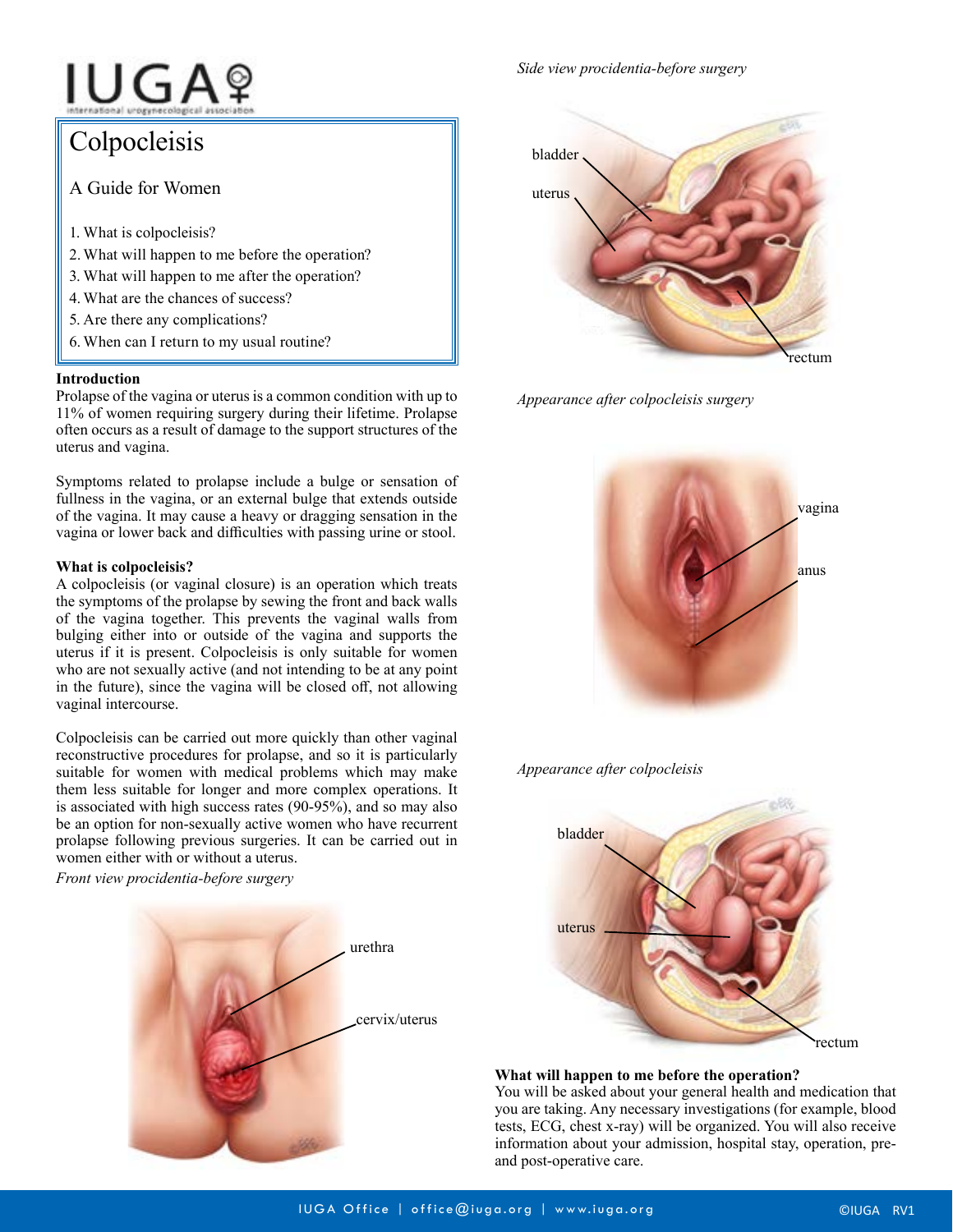# Colpocleisis

## A Guide for Women

1. What is colpocleisis?
2. What will happen to me before the operation?
3. What will happen to me after the operation?
4. What are the chances of success?
5. Are there any complications?
6. When can I return to my usual routine?

**Introduction**

Prolapse of the vagina or uterus is a common condition with up to 11% of women requiring surgery during their lifetime. Prolapse often occurs as a result of damage to the support structures of the uterus and vagina.

Symptoms related to prolapse include a bulge or sensation of fullness in the vagina, or an external bulge that extends outside of the vagina. It may cause a heavy or dragging sensation in the vagina or lower back and difficulties with passing urine or stool.

**What is colpocleisis?**

A colpocleisis (or vaginal closure) is an operation which treats the symptoms of the prolapse by sewing the front and back walls of the vagina together. This prevents the vaginal walls from bulging either into or outside of the vagina and supports the uterus if it is present. Colpocleisis is only suitable for women who are not sexually active (and not intending to be at any point in the future), since the vagina will be closed off, not allowing vaginal intercourse.

Colpocleisis can be carried out more quickly than other vaginal reconstructive procedures for prolapse, and so it is particularly suitable for women with medical problems which may make them less suitable for longer and more complex operations. It is associated with high success rates (90-95%), and so may also be an option for non-sexually active women who have recurrent prolapse following previous surgeries. It can be carried out in women either with or without a uterus.

*Front view procidentia-before surgery*

urethra

cervix/uterus

*Side view procidentia-before surgery*

bladder

uterus

rectum

*Appearance after colpocleisis surgery*

vagina

anus

*Appearance after colpocleisis*

bladder

uterus

rectum

**What will happen to me before the operation?**

You will be asked about your general health and medication that you are taking. Any necessary investigations (for example, blood tests, ECG, chest x-ray) will be organized. You will also receive information about your admission, hospital stay, operation, pre- and post-operative care.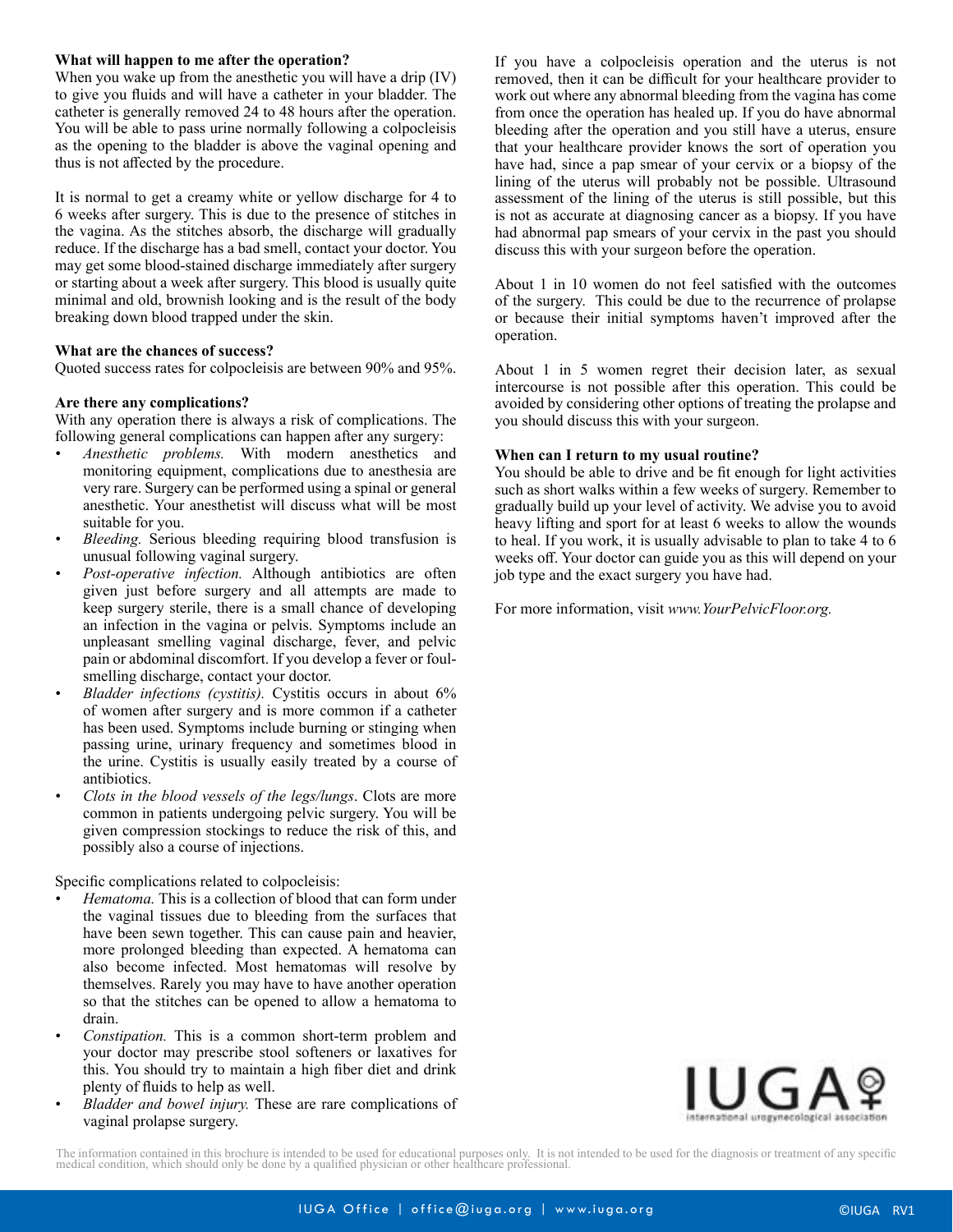**What will happen to me after the operation?**
When you wake up from the anesthetic you will have a drip (IV) to give you fluids and will have a catheter in your bladder. The catheter is generally removed 24 to 48 hours after the operation. You will be able to pass urine normally following a colpocleisis as the opening to the bladder is above the vaginal opening and thus is not affected by the procedure.

It is normal to get a creamy white or yellow discharge for 4 to 6 weeks after surgery. This is due to the presence of stitches in the vagina. As the stitches absorb, the discharge will gradually reduce. If the discharge has a bad smell, contact your doctor. You may get some blood-stained discharge immediately after surgery or starting about a week after surgery. This blood is usually quite minimal and old, brownish looking and is the result of the body breaking down blood trapped under the skin.

**What are the chances of success?**
Quoted success rates for colpocleisis are between 90% and 95%.

**Are there any complications?**
With any operation there is always a risk of complications. The following general complications can happen after any surgery:

- *Anesthetic problems.* With modern anesthetics and monitoring equipment, complications due to anesthesia are very rare. Surgery can be performed using a spinal or general anesthetic. Your anesthetist will discuss what will be most suitable for you.
- *Bleeding.* Serious bleeding requiring blood transfusion is unusual following vaginal surgery.
- *Post-operative infection.* Although antibiotics are often given just before surgery and all attempts are made to keep surgery sterile, there is a small chance of developing an infection in the vagina or pelvis. Symptoms include an unpleasant smelling vaginal discharge, fever, and pelvic pain or abdominal discomfort. If you develop a fever or foul-smelling discharge, contact your doctor.
- *Bladder infections (cystitis).* Cystitis occurs in about 6% of women after surgery and is more common if a catheter has been used. Symptoms include burning or stinging when passing urine, urinary frequency and sometimes blood in the urine. Cystitis is usually easily treated by a course of antibiotics.
- *Clots in the blood vessels of the legs/lungs*. Clots are more common in patients undergoing pelvic surgery. You will be given compression stockings to reduce the risk of this, and possibly also a course of injections.

Specific complications related to colpocleisis:

- *Hematoma.* This is a collection of blood that can form under the vaginal tissues due to bleeding from the surfaces that have been sewn together. This can cause pain and heavier, more prolonged bleeding than expected. A hematoma can also become infected. Most hematomas will resolve by themselves. Rarely you may have to have another operation so that the stitches can be opened to allow a hematoma to drain.
- *Constipation.* This is a common short-term problem and your doctor may prescribe stool softeners or laxatives for this. You should try to maintain a high fiber diet and drink plenty of fluids to help as well.
- *Bladder and bowel injury.* These are rare complications of vaginal prolapse surgery.

If you have a colpocleisis operation and the uterus is not removed, then it can be difficult for your healthcare provider to work out where any abnormal bleeding from the vagina has come from once the operation has healed up. If you do have abnormal bleeding after the operation and you still have a uterus, ensure that your healthcare provider knows the sort of operation you have had, since a pap smear of your cervix or a biopsy of the lining of the uterus will probably not be possible. Ultrasound assessment of the lining of the uterus is still possible, but this is not as accurate at diagnosing cancer as a biopsy. If you have had abnormal pap smears of your cervix in the past you should discuss this with your surgeon before the operation.

About 1 in 10 women do not feel satisfied with the outcomes of the surgery. This could be due to the recurrence of prolapse or because their initial symptoms haven't improved after the operation.

About 1 in 5 women regret their decision later, as sexual intercourse is not possible after this operation. This could be avoided by considering other options of treating the prolapse and you should discuss this with your surgeon.

**When can I return to my usual routine?**
You should be able to drive and be fit enough for light activities such as short walks within a few weeks of surgery. Remember to gradually build up your level of activity. We advise you to avoid heavy lifting and sport for at least 6 weeks to allow the wounds to heal. If you work, it is usually advisable to plan to take 4 to 6 weeks off. Your doctor can guide you as this will depend on your job type and the exact surgery you have had.

For more information, visit *www.YourPelvicFloor.org.*

The information contained in this brochure is intended to be used for educational purposes only. It is not intended to be used for the diagnosis or treatment of any specific medical condition, which should only be done by a qualified physician or other healthcare professional.

IUGA Office | office@iuga.org | www.iuga.org

©IUGA RV1